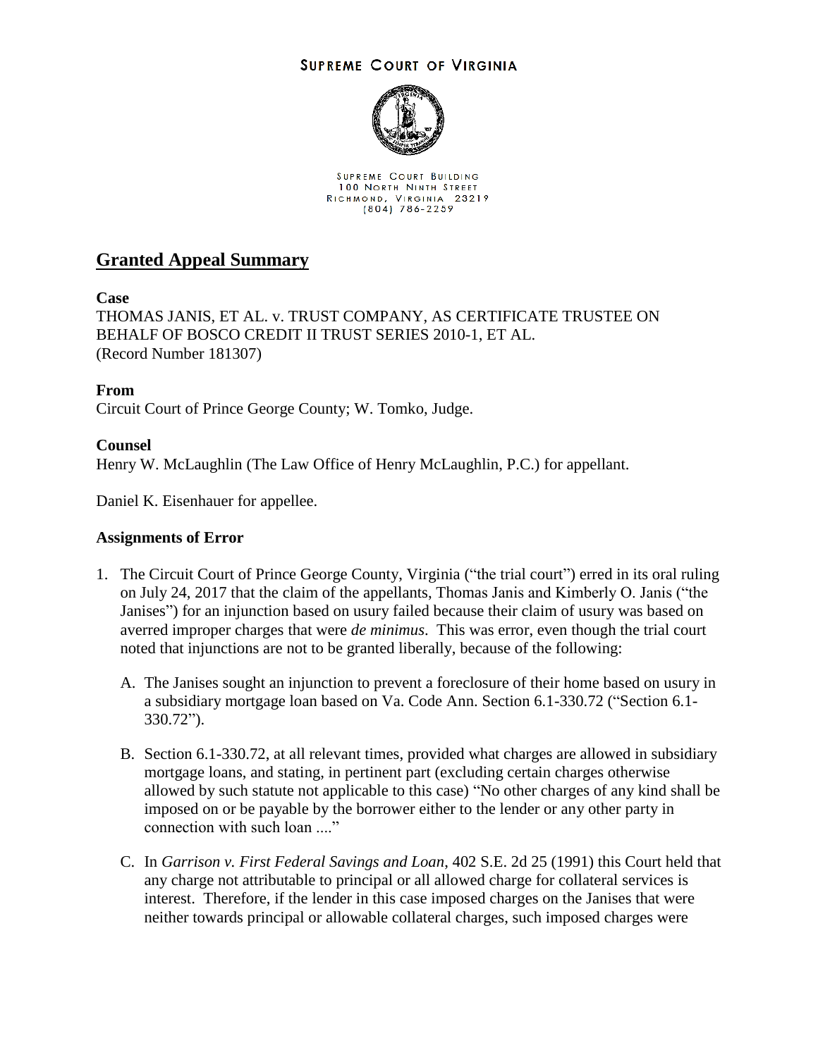SUPREME COURT OF VIRGINIA

SUPREME COURT BUILDING
100 NORTH NINTH STREET
RICHMOND, VIRGINIA 23219
(804) 786-2259

## Granted Appeal Summary

**Case**

THOMAS JANIS, ET AL. v. TRUST COMPANY, AS CERTIFICATE TRUSTEE ON BEHALF OF BOSCO CREDIT II TRUST SERIES 2010-1, ET AL.
(Record Number 181307)

**From**

Circuit Court of Prince George County; W. Tomko, Judge.

**Counsel**

Henry W. McLaughlin (The Law Office of Henry McLaughlin, P.C.) for appellant.

Daniel K. Eisenhauer for appellee.

**Assignments of Error**

1. The Circuit Court of Prince George County, Virginia ("the trial court") erred in its oral ruling on July 24, 2017 that the claim of the appellants, Thomas Janis and Kimberly O. Janis ("the Janises") for an injunction based on usury failed because their claim of usury was based on averred improper charges that were *de minimus*. This was error, even though the trial court noted that injunctions are not to be granted liberally, because of the following:

   A. The Janises sought an injunction to prevent a foreclosure of their home based on usury in a subsidiary mortgage loan based on Va. Code Ann. Section 6.1-330.72 ("Section 6.1-330.72").

   B. Section 6.1-330.72, at all relevant times, provided what charges are allowed in subsidiary mortgage loans, and stating, in pertinent part (excluding certain charges otherwise allowed by such statute not applicable to this case) "No other charges of any kind shall be imposed on or be payable by the borrower either to the lender or any other party in connection with such loan ...."

   C. In *Garrison v. First Federal Savings and Loan*, 402 S.E. 2d 25 (1991) this Court held that any charge not attributable to principal or all allowed charge for collateral services is interest. Therefore, if the lender in this case imposed charges on the Janises that were neither towards principal or allowable collateral charges, such imposed charges were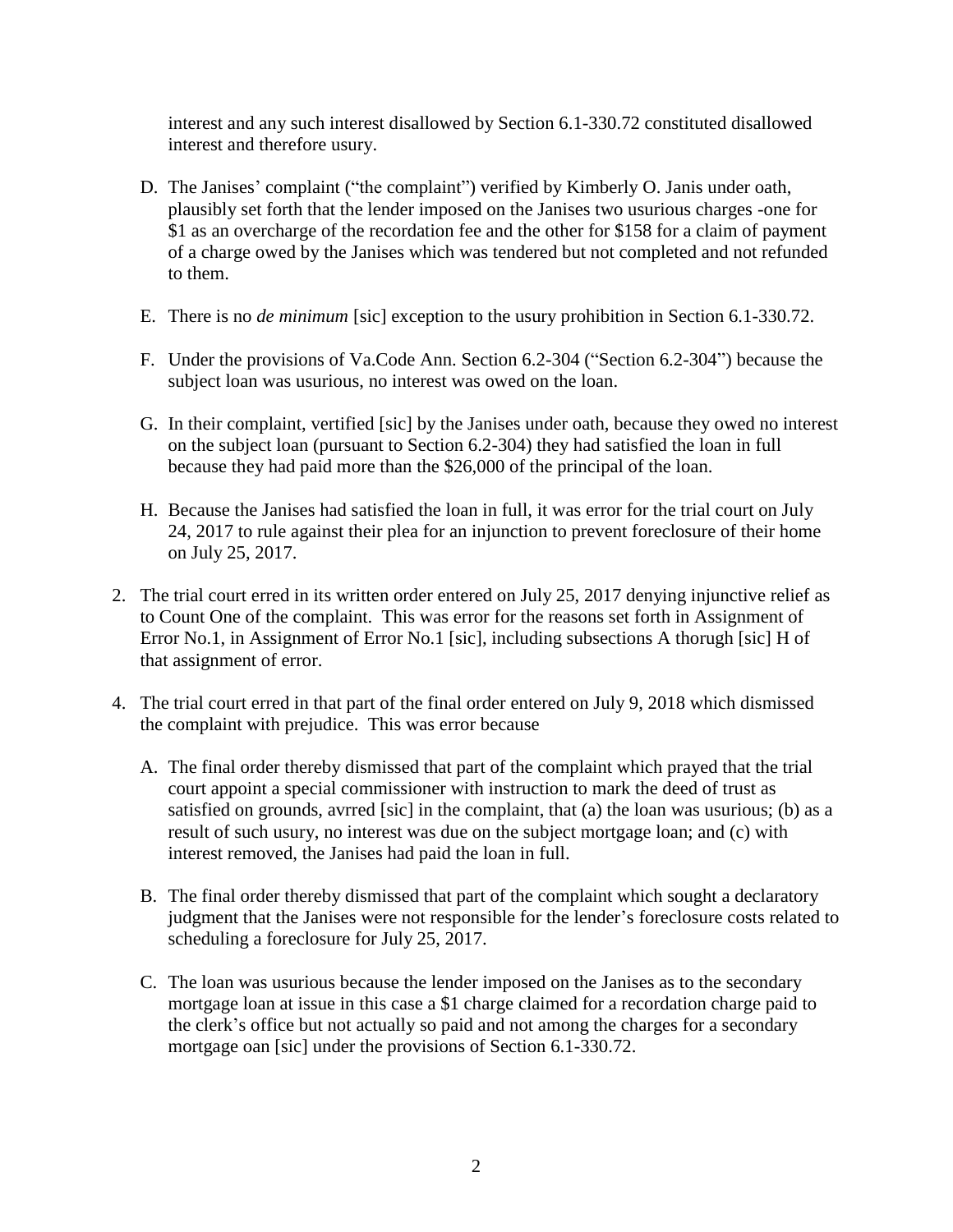interest and any such interest disallowed by Section 6.1-330.72 constituted disallowed interest and therefore usury.

D. The Janises' complaint ("the complaint") verified by Kimberly O. Janis under oath, plausibly set forth that the lender imposed on the Janises two usurious charges -one for $1 as an overcharge of the recordation fee and the other for $158 for a claim of payment of a charge owed by the Janises which was tendered but not completed and not refunded to them.

E. There is no *de minimum* [sic] exception to the usury prohibition in Section 6.1-330.72.

F. Under the provisions of Va.Code Ann. Section 6.2-304 ("Section 6.2-304") because the subject loan was usurious, no interest was owed on the loan.

G. In their complaint, vertified [sic] by the Janises under oath, because they owed no interest on the subject loan (pursuant to Section 6.2-304) they had satisfied the loan in full because they had paid more than the $26,000 of the principal of the loan.

H. Because the Janises had satisfied the loan in full, it was error for the trial court on July 24, 2017 to rule against their plea for an injunction to prevent foreclosure of their home on July 25, 2017.

2. The trial court erred in its written order entered on July 25, 2017 denying injunctive relief as to Count One of the complaint. This was error for the reasons set forth in Assignment of Error No.1, in Assignment of Error No.1 [sic], including subsections A thorugh [sic] H of that assignment of error.

4. The trial court erred in that part of the final order entered on July 9, 2018 which dismissed the complaint with prejudice. This was error because

   A. The final order thereby dismissed that part of the complaint which prayed that the trial court appoint a special commissioner with instruction to mark the deed of trust as satisfied on grounds, avrred [sic] in the complaint, that (a) the loan was usurious; (b) as a result of such usury, no interest was due on the subject mortgage loan; and (c) with interest removed, the Janises had paid the loan in full.

   B. The final order thereby dismissed that part of the complaint which sought a declaratory judgment that the Janises were not responsible for the lender's foreclosure costs related to scheduling a foreclosure for July 25, 2017.

   C. The loan was usurious because the lender imposed on the Janises as to the secondary mortgage loan at issue in this case a $1 charge claimed for a recordation charge paid to the clerk's office but not actually so paid and not among the charges for a secondary mortgage oan [sic] under the provisions of Section 6.1-330.72.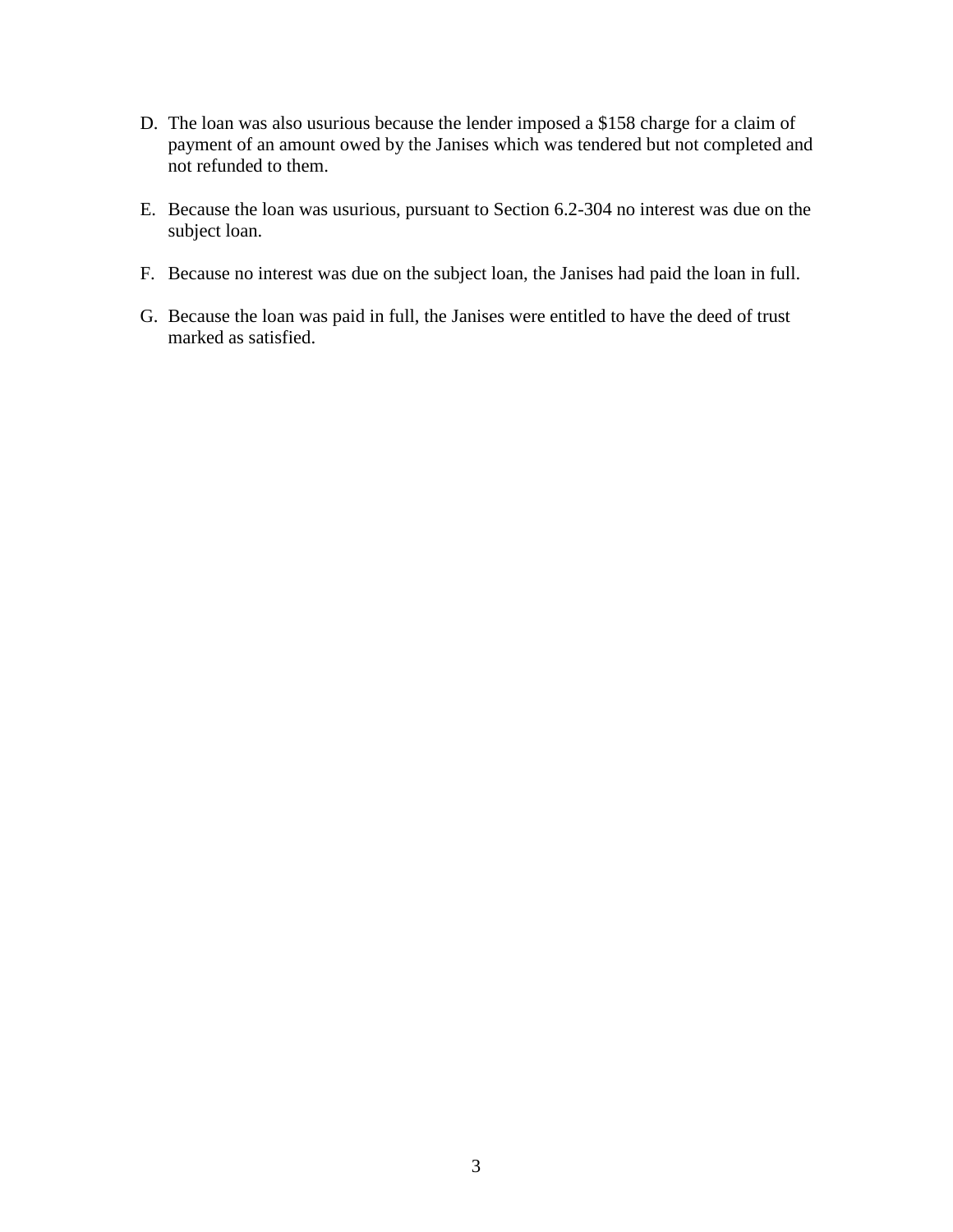D. The loan was also usurious because the lender imposed a $158 charge for a claim of payment of an amount owed by the Janises which was tendered but not completed and not refunded to them.

E. Because the loan was usurious, pursuant to Section 6.2-304 no interest was due on the subject loan.

F. Because no interest was due on the subject loan, the Janises had paid the loan in full.

G. Because the loan was paid in full, the Janises were entitled to have the deed of trust marked as satisfied.